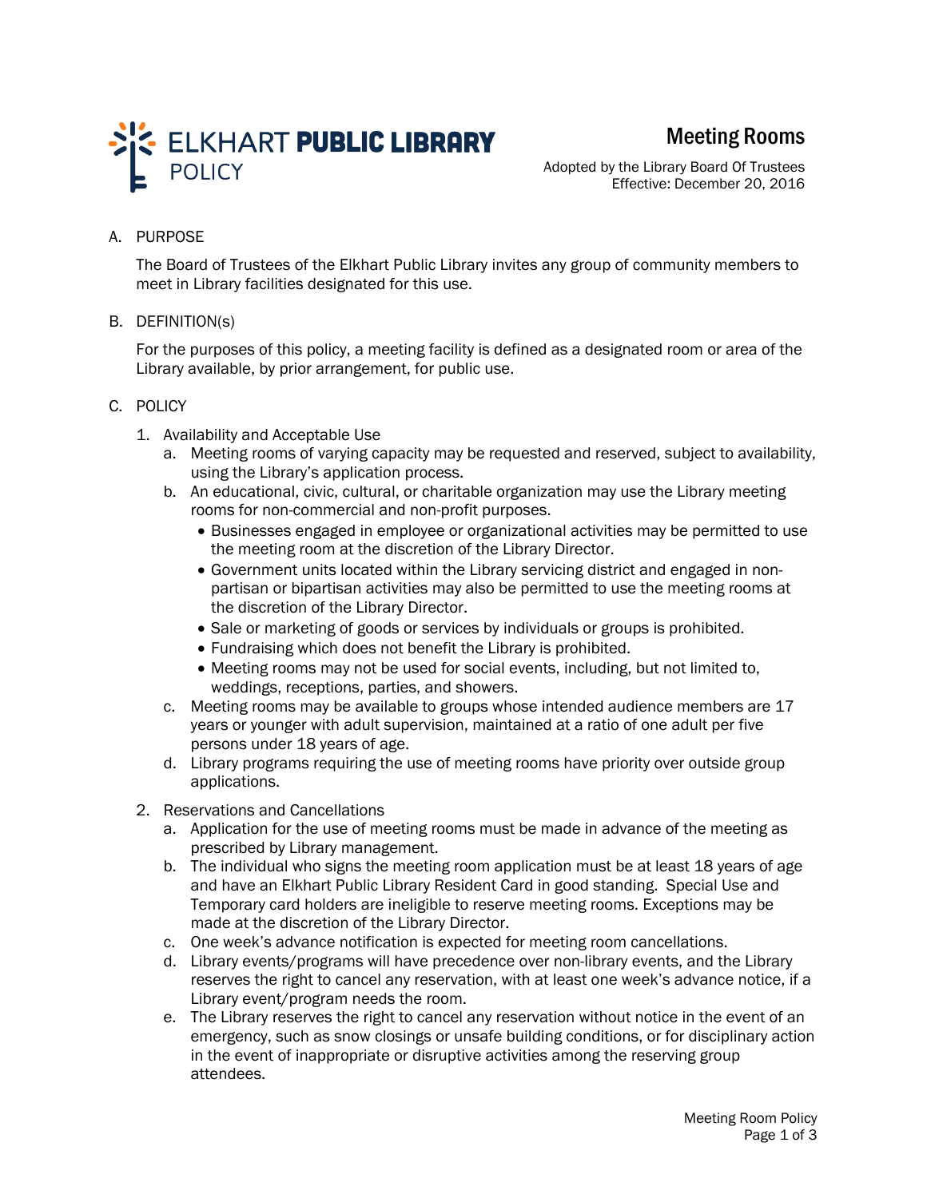# ELKHART PUBLIC LIBRARY POLICY

## Meeting Rooms

Adopted by the Library Board Of Trustees
Effective: December 20, 2016

A. PURPOSE

The Board of Trustees of the Elkhart Public Library invites any group of community members to meet in Library facilities designated for this use.

B. DEFINITION(s)

For the purposes of this policy, a meeting facility is defined as a designated room or area of the Library available, by prior arrangement, for public use.

C. POLICY

1. Availability and Acceptable Use
   a. Meeting rooms of varying capacity may be requested and reserved, subject to availability, using the Library's application process.
   b. An educational, civic, cultural, or charitable organization may use the Library meeting rooms for non-commercial and non-profit purposes.
      - Businesses engaged in employee or organizational activities may be permitted to use the meeting room at the discretion of the Library Director.
      - Government units located within the Library servicing district and engaged in non-partisan or bipartisan activities may also be permitted to use the meeting rooms at the discretion of the Library Director.
      - Sale or marketing of goods or services by individuals or groups is prohibited.
      - Fundraising which does not benefit the Library is prohibited.
      - Meeting rooms may not be used for social events, including, but not limited to, weddings, receptions, parties, and showers.
   c. Meeting rooms may be available to groups whose intended audience members are 17 years or younger with adult supervision, maintained at a ratio of one adult per five persons under 18 years of age.
   d. Library programs requiring the use of meeting rooms have priority over outside group applications.
2. Reservations and Cancellations
   a. Application for the use of meeting rooms must be made in advance of the meeting as prescribed by Library management.
   b. The individual who signs the meeting room application must be at least 18 years of age and have an Elkhart Public Library Resident Card in good standing. Special Use and Temporary card holders are ineligible to reserve meeting rooms. Exceptions may be made at the discretion of the Library Director.
   c. One week's advance notification is expected for meeting room cancellations.
   d. Library events/programs will have precedence over non-library events, and the Library reserves the right to cancel any reservation, with at least one week's advance notice, if a Library event/program needs the room.
   e. The Library reserves the right to cancel any reservation without notice in the event of an emergency, such as snow closings or unsafe building conditions, or for disciplinary action in the event of inappropriate or disruptive activities among the reserving group attendees.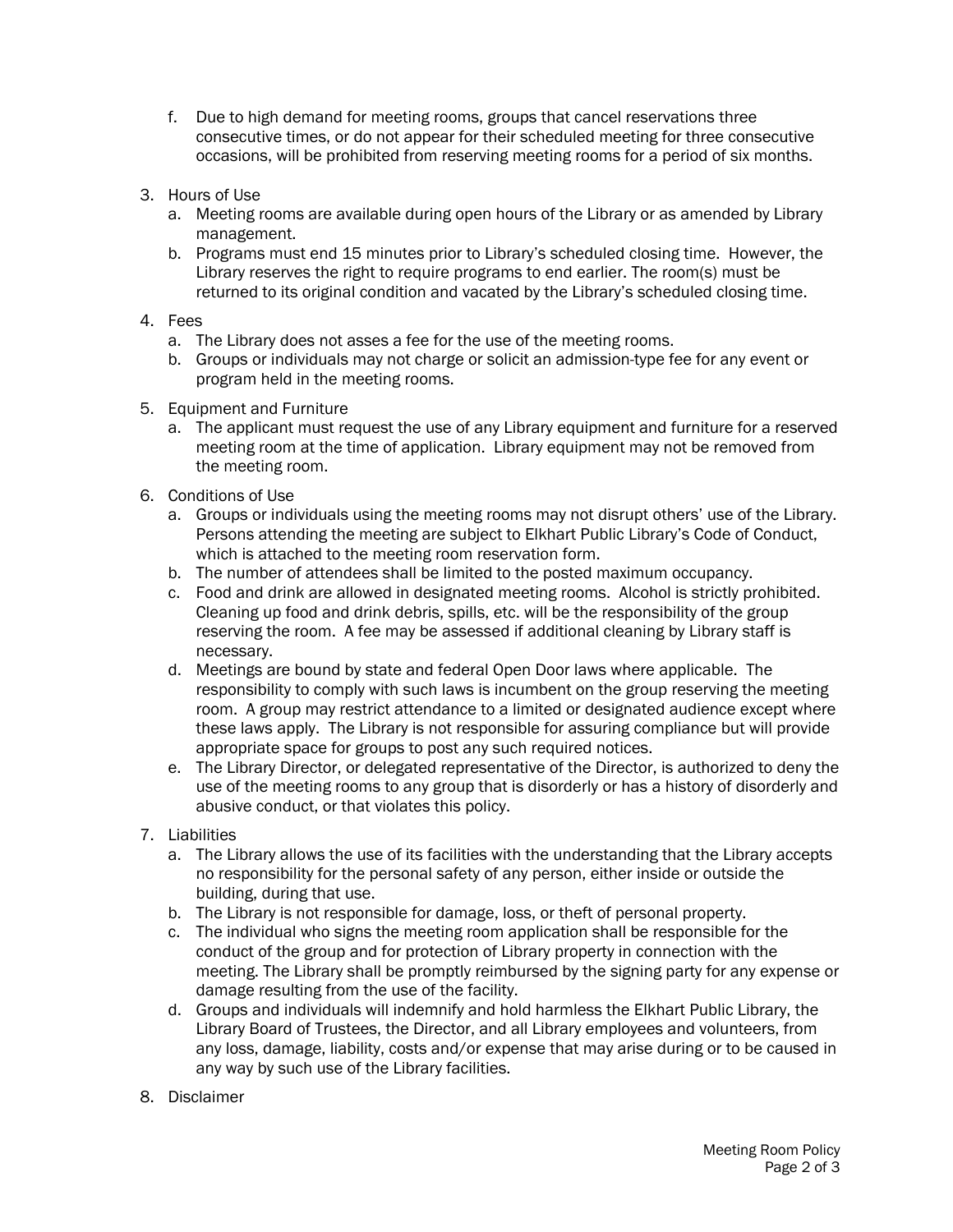f. Due to high demand for meeting rooms, groups that cancel reservations three consecutive times, or do not appear for their scheduled meeting for three consecutive occasions, will be prohibited from reserving meeting rooms for a period of six months.

3. Hours of Use
   a. Meeting rooms are available during open hours of the Library or as amended by Library management.
   b. Programs must end 15 minutes prior to Library's scheduled closing time. However, the Library reserves the right to require programs to end earlier. The room(s) must be returned to its original condition and vacated by the Library's scheduled closing time.

4. Fees
   a. The Library does not asses a fee for the use of the meeting rooms.
   b. Groups or individuals may not charge or solicit an admission-type fee for any event or program held in the meeting rooms.

5. Equipment and Furniture
   a. The applicant must request the use of any Library equipment and furniture for a reserved meeting room at the time of application. Library equipment may not be removed from the meeting room.

6. Conditions of Use
   a. Groups or individuals using the meeting rooms may not disrupt others' use of the Library. Persons attending the meeting are subject to Elkhart Public Library's Code of Conduct, which is attached to the meeting room reservation form.
   b. The number of attendees shall be limited to the posted maximum occupancy.
   c. Food and drink are allowed in designated meeting rooms. Alcohol is strictly prohibited. Cleaning up food and drink debris, spills, etc. will be the responsibility of the group reserving the room. A fee may be assessed if additional cleaning by Library staff is necessary.
   d. Meetings are bound by state and federal Open Door laws where applicable. The responsibility to comply with such laws is incumbent on the group reserving the meeting room. A group may restrict attendance to a limited or designated audience except where these laws apply. The Library is not responsible for assuring compliance but will provide appropriate space for groups to post any such required notices.
   e. The Library Director, or delegated representative of the Director, is authorized to deny the use of the meeting rooms to any group that is disorderly or has a history of disorderly and abusive conduct, or that violates this policy.

7. Liabilities
   a. The Library allows the use of its facilities with the understanding that the Library accepts no responsibility for the personal safety of any person, either inside or outside the building, during that use.
   b. The Library is not responsible for damage, loss, or theft of personal property.
   c. The individual who signs the meeting room application shall be responsible for the conduct of the group and for protection of Library property in connection with the meeting. The Library shall be promptly reimbursed by the signing party for any expense or damage resulting from the use of the facility.
   d. Groups and individuals will indemnify and hold harmless the Elkhart Public Library, the Library Board of Trustees, the Director, and all Library employees and volunteers, from any loss, damage, liability, costs and/or expense that may arise during or to be caused in any way by such use of the Library facilities.

8. Disclaimer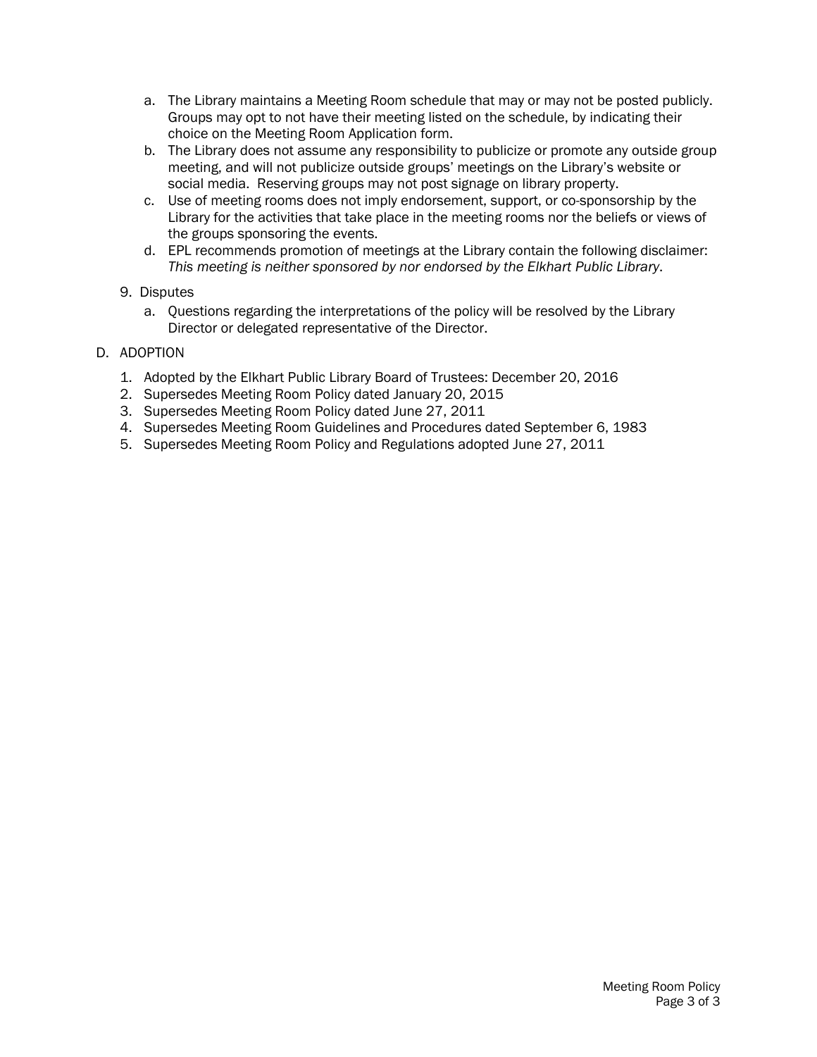a. The Library maintains a Meeting Room schedule that may or may not be posted publicly. Groups may opt to not have their meeting listed on the schedule, by indicating their choice on the Meeting Room Application form.
b. The Library does not assume any responsibility to publicize or promote any outside group meeting, and will not publicize outside groups' meetings on the Library's website or social media. Reserving groups may not post signage on library property.
c. Use of meeting rooms does not imply endorsement, support, or co-sponsorship by the Library for the activities that take place in the meeting rooms nor the beliefs or views of the groups sponsoring the events.
d. EPL recommends promotion of meetings at the Library contain the following disclaimer: *This meeting is neither sponsored by nor endorsed by the Elkhart Public Library*.

9. Disputes
   a. Questions regarding the interpretations of the policy will be resolved by the Library Director or delegated representative of the Director.

D. ADOPTION

1. Adopted by the Elkhart Public Library Board of Trustees: December 20, 2016
2. Supersedes Meeting Room Policy dated January 20, 2015
3. Supersedes Meeting Room Policy dated June 27, 2011
4. Supersedes Meeting Room Guidelines and Procedures dated September 6, 1983
5. Supersedes Meeting Room Policy and Regulations adopted June 27, 2011